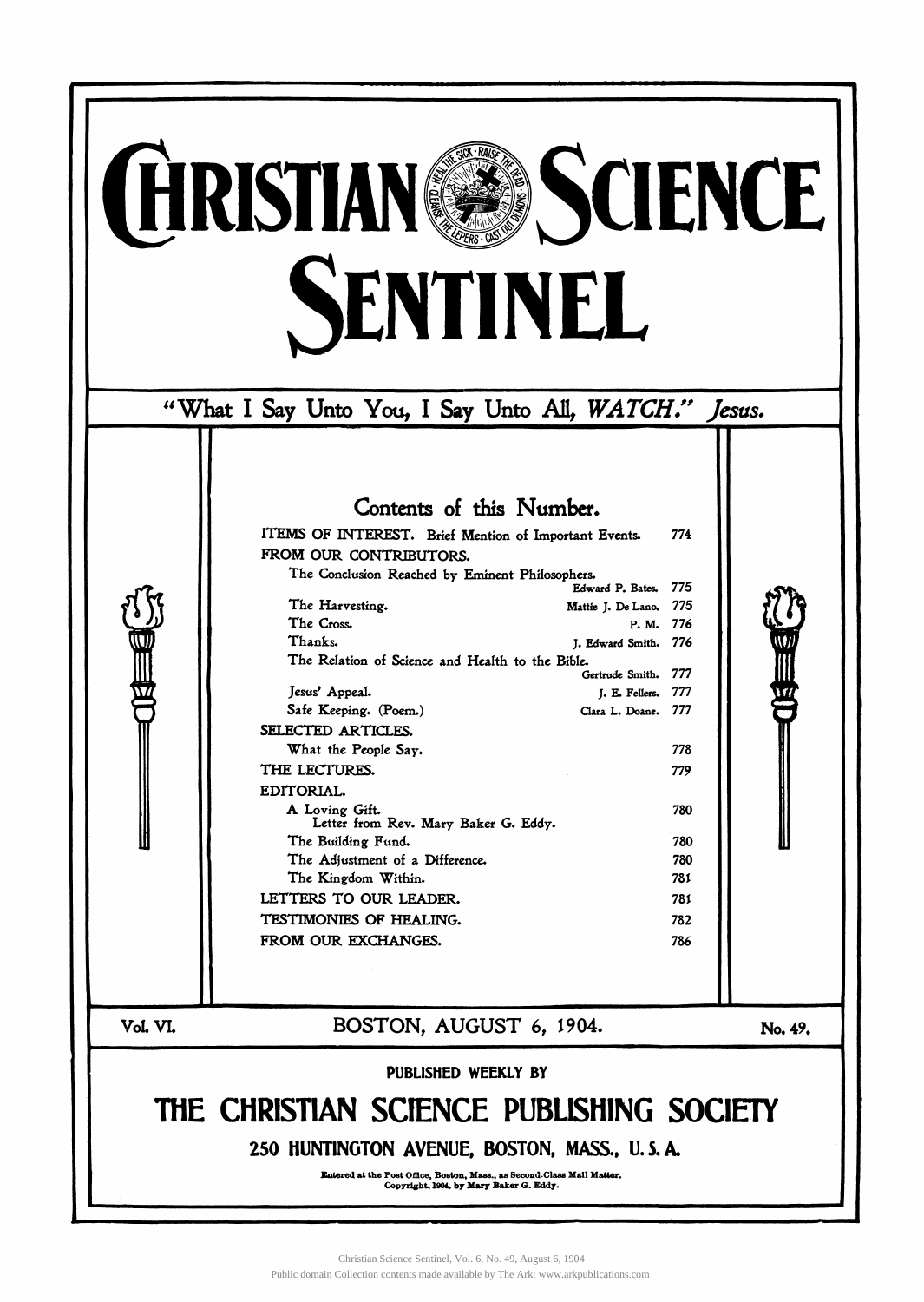# CHRISTIAN SCIENCE SENTINEL

"What I Say Unto You, I Say Unto All, *WATCH*." *Jesus.*

## Contents of this Number.

| | | |
|---|---|---|
| ITEMS OF INTEREST. Brief Mention of Important Events. | | 774 |
| FROM OUR CONTRIBUTORS. | | |
| The Conclusion Reached by Eminent Philosophers. | Edward P. Bates. | 775 |
| The Harvesting. | Mattie J. De Lano. | 775 |
| The Cross. | P. M. | 776 |
| Thanks. | J. Edward Smith. | 776 |
| The Relation of Science and Health to the Bible. | Gertrude Smith. | 777 |
| Jesus' Appeal. | J. E. Fellers. | 777 |
| Safe Keeping. (Poem.) | Clara L. Doane. | 777 |
| SELECTED ARTICLES. | | |
| What the People Say. | | 778 |
| THE LECTURES. | | 779 |
| EDITORIAL. | | |
| A Loving Gift. Letter from Rev. Mary Baker G. Eddy. | | 780 |
| The Building Fund. | | 780 |
| The Adjustment of a Difference. | | 780 |
| The Kingdom Within. | | 781 |
| LETTERS TO OUR LEADER. | | 781 |
| TESTIMONIES OF HEALING. | | 782 |
| FROM OUR EXCHANGES. | | 786 |

Vol. VI. BOSTON, AUGUST 6, 1904. No. 49.

PUBLISHED WEEKLY BY

## THE CHRISTIAN SCIENCE PUBLISHING SOCIETY

**250 HUNTINGTON AVENUE, BOSTON, MASS., U. S. A.**

Entered at the Post Office, Boston, Mass., as Second-Class Mail Matter.
Copyright, 1904, by Mary Baker G. Eddy.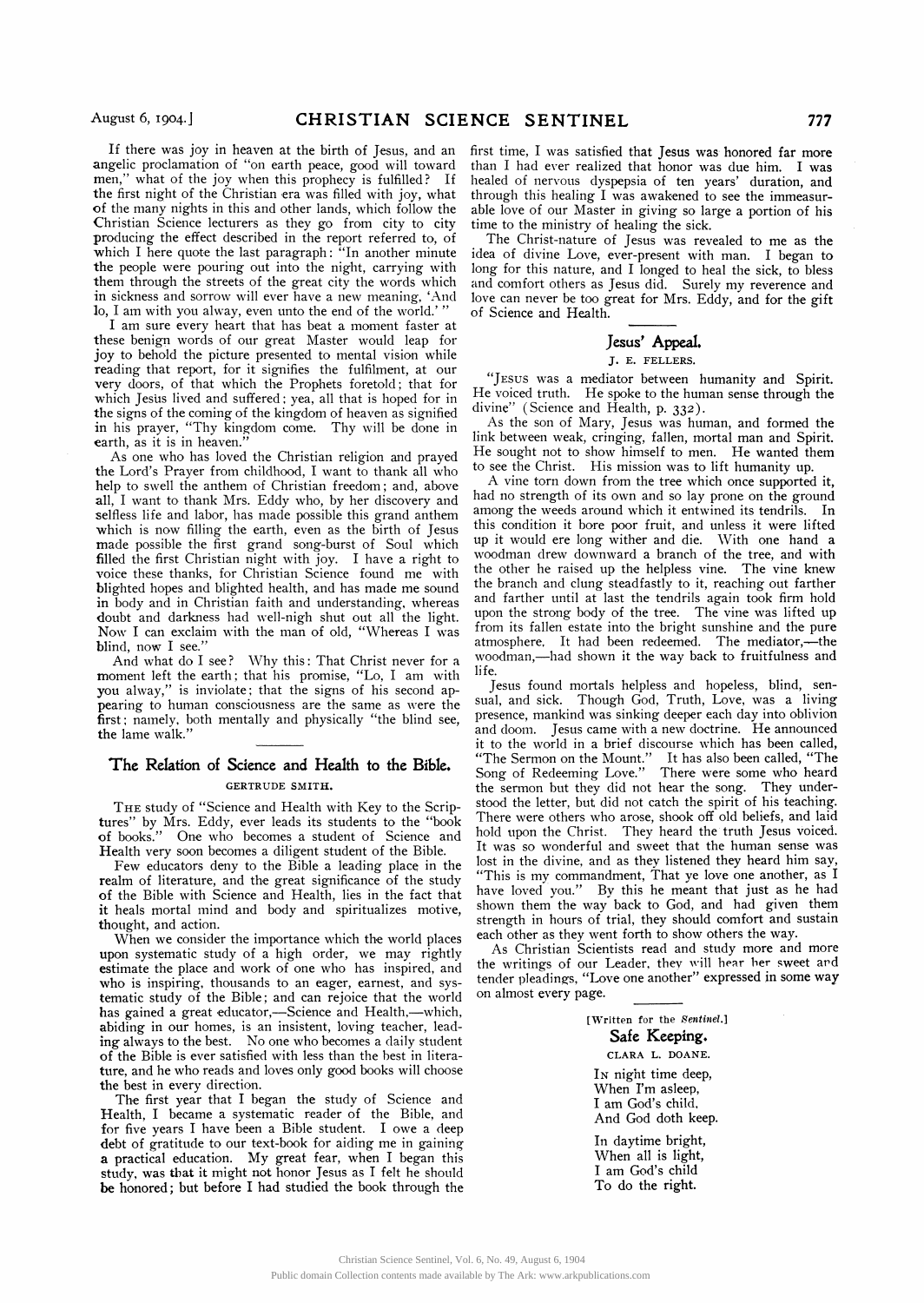If there was joy in heaven at the birth of Jesus, and an angelic proclamation of "on earth peace, good will toward men," what of the joy when this prophecy is fulfilled? If the first night of the Christian era was filled with joy, what of the many nights in this and other lands, which follow the Christian Science lecturers as they go from city to city producing the effect described in the report referred to, of which I here quote the last paragraph: "In another minute the people were pouring out into the night, carrying with them through the streets of the great city the words which in sickness and sorrow will ever have a new meaning, 'And lo, I am with you alway, even unto the end of the world.'"

I am sure every heart that has beat a moment faster at these benign words of our great Master would leap for joy to behold the picture presented to mental vision while reading that report, for it signifies the fulfilment, at our very doors, of that which the Prophets foretold; that for which Jesus lived and suffered; yea, all that is hoped for in the signs of the coming of the kingdom of heaven as signified in his prayer, "Thy kingdom come. Thy will be done in earth, as it is in heaven."

As one who has loved the Christian religion and prayed the Lord's Prayer from childhood, I want to thank all who help to swell the anthem of Christian freedom; and, above all, I want to thank Mrs. Eddy who, by her discovery and selfless life and labor, has made possible this grand anthem which is now filling the earth, even as the birth of Jesus made possible the first grand song-burst of Soul which filled the first Christian night with joy. I have a right to voice these thanks, for Christian Science found me with blighted hopes and blighted health, and has made me sound in body and in Christian faith and understanding, whereas doubt and darkness had well-nigh shut out all the light. Now I can exclaim with the man of old, "Whereas I was blind, now I see."

And what do I see? Why this: That Christ never for a moment left the earth; that his promise, "Lo, I am with you alway," is inviolate; that the signs of his second appearing to human consciousness are the same as were the first; namely, both mentally and physically "the blind see, the lame walk."

## The Relation of Science and Health to the Bible.

GERTRUDE SMITH.

THE study of "Science and Health with Key to the Scriptures" by Mrs. Eddy, ever leads its students to the "book of books." One who becomes a student of Science and Health very soon becomes a diligent student of the Bible.

Few educators deny to the Bible a leading place in the realm of literature, and the great significance of the study of the Bible with Science and Health, lies in the fact that it heals mortal mind and body and spiritualizes motive, thought, and action.

When we consider the importance which the world places upon systematic study of a high order, we may rightly estimate the place and work of one who has inspired, and who is inspiring, thousands to an eager, earnest, and systematic study of the Bible; and can rejoice that the world has gained a great educator,—Science and Health,—which, abiding in our homes, is an insistent, loving teacher, leading always to the best. No one who becomes a daily student of the Bible is ever satisfied with less than the best in literature, and he who reads and loves only good books will choose the best in every direction.

The first year that I began the study of Science and Health, I became a systematic reader of the Bible, and for five years I have been a Bible student. I owe a deep debt of gratitude to our text-book for aiding me in gaining a practical education. My great fear, when I began this study, was that it might not honor Jesus as I felt he should be honored; but before I had studied the book through the first time, I was satisfied that Jesus was honored far more than I had ever realized that honor was due him. I was healed of nervous dyspepsia of ten years' duration, and through this healing I was awakened to see the immeasurable love of our Master in giving so large a portion of his time to the ministry of healing the sick.

The Christ-nature of Jesus was revealed to me as the idea of divine Love, ever-present with man. I began to long for this nature, and I longed to heal the sick, to bless and comfort others as Jesus did. Surely my reverence and love can never be too great for Mrs. Eddy, and for the gift of Science and Health.

## Jesus' Appeal.

J. E. FELLERS.

"JESUS was a mediator between humanity and Spirit. He voiced truth. He spoke to the human sense through the divine" (Science and Health, p. 332).

As the son of Mary, Jesus was human, and formed the link between weak, cringing, fallen, mortal man and Spirit. He sought not to show himself to men. He wanted them to see the Christ. His mission was to lift humanity up.

A vine torn down from the tree which once supported it, had no strength of its own and so lay prone on the ground among the weeds around which it entwined its tendrils. In this condition it bore poor fruit, and unless it were lifted up it would ere long wither and die. With one hand a woodman drew downward a branch of the tree, and with the other he raised up the helpless vine. The vine knew the branch and clung steadfastly to it, reaching out farther and farther until at last the tendrils again took firm hold upon the strong body of the tree. The vine was lifted up from its fallen estate into the bright sunshine and the pure atmosphere. It had been redeemed. The mediator,—the woodman,—had shown it the way back to fruitfulness and life.

Jesus found mortals helpless and hopeless, blind, sensual, and sick. Though God, Truth, Love, was a living presence, mankind was sinking deeper each day into oblivion and doom. Jesus came with a new doctrine. He announced it to the world in a brief discourse which has been called, "The Sermon on the Mount." It has also been called, "The Song of Redeeming Love." There were some who heard the sermon but they did not hear the song. They understood the letter, but did not catch the spirit of his teaching. There were others who arose, shook off old beliefs, and laid hold upon the Christ. They heard the truth Jesus voiced. It was so wonderful and sweet that the human sense was lost in the divine, and as they listened they heard him say, "This is my commandment, That ye love one another, as I have loved you." By this he meant that just as he had shown them the way back to God, and had given them strength in hours of trial, they should comfort and sustain each other as they went forth to show others the way.

As Christian Scientists read and study more and more the writings of our Leader, they will hear her sweet and tender pleadings, "Love one another" expressed in some way on almost every page.

[Written for the *Sentinel*.]

## Safe Keeping.

CLARA L. DOANE.

IN night time deep,  
When I'm asleep,  
I am God's child,  
And God doth keep.

In daytime bright,  
When all is light,  
I am God's child  
To do the right.